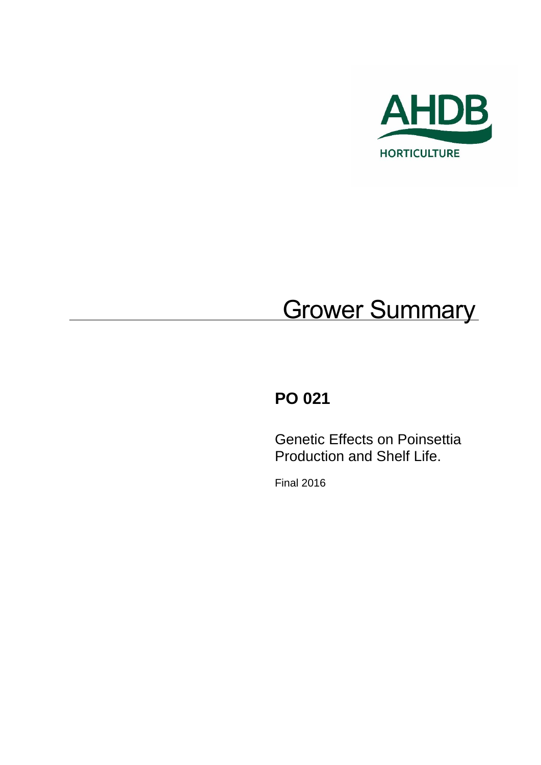AHDB

HORTICULTURE

# Grower Summary

## PO 021

Genetic Effects on Poinsettia Production and Shelf Life.

Final 2016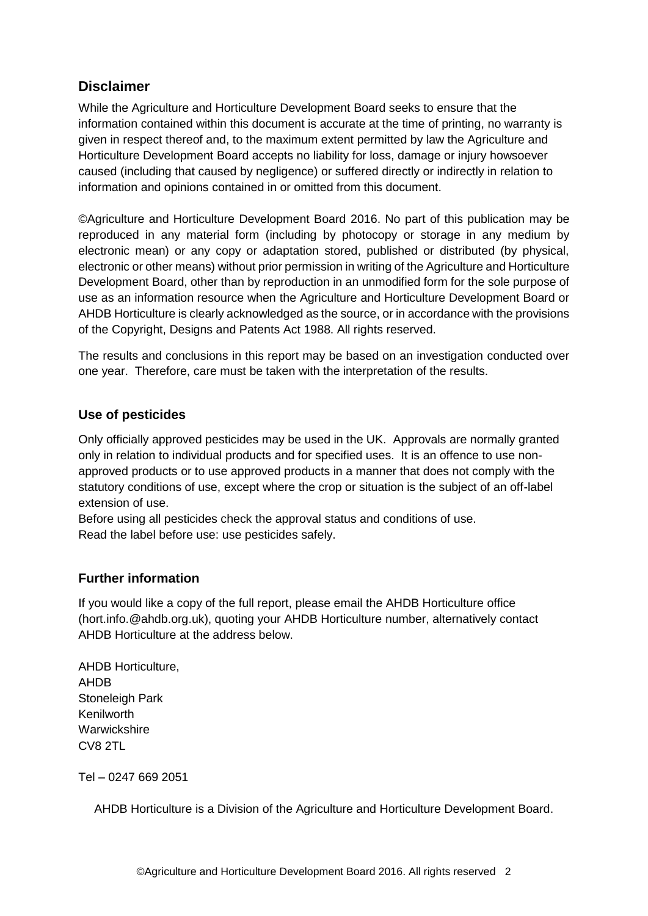## Disclaimer

While the Agriculture and Horticulture Development Board seeks to ensure that the information contained within this document is accurate at the time of printing, no warranty is given in respect thereof and, to the maximum extent permitted by law the Agriculture and Horticulture Development Board accepts no liability for loss, damage or injury howsoever caused (including that caused by negligence) or suffered directly or indirectly in relation to information and opinions contained in or omitted from this document.

©Agriculture and Horticulture Development Board 2016. No part of this publication may be reproduced in any material form (including by photocopy or storage in any medium by electronic mean) or any copy or adaptation stored, published or distributed (by physical, electronic or other means) without prior permission in writing of the Agriculture and Horticulture Development Board, other than by reproduction in an unmodified form for the sole purpose of use as an information resource when the Agriculture and Horticulture Development Board or AHDB Horticulture is clearly acknowledged as the source, or in accordance with the provisions of the Copyright, Designs and Patents Act 1988. All rights reserved.

The results and conclusions in this report may be based on an investigation conducted over one year. Therefore, care must be taken with the interpretation of the results.

### Use of pesticides

Only officially approved pesticides may be used in the UK. Approvals are normally granted only in relation to individual products and for specified uses. It is an offence to use non-approved products or to use approved products in a manner that does not comply with the statutory conditions of use, except where the crop or situation is the subject of an off-label extension of use.

Before using all pesticides check the approval status and conditions of use.

Read the label before use: use pesticides safely.

### Further information

If you would like a copy of the full report, please email the AHDB Horticulture office (hort.info.@ahdb.org.uk), quoting your AHDB Horticulture number, alternatively contact AHDB Horticulture at the address below.

AHDB Horticulture,
AHDB
Stoneleigh Park
Kenilworth
Warwickshire
CV8 2TL

Tel – 0247 669 2051

AHDB Horticulture is a Division of the Agriculture and Horticulture Development Board.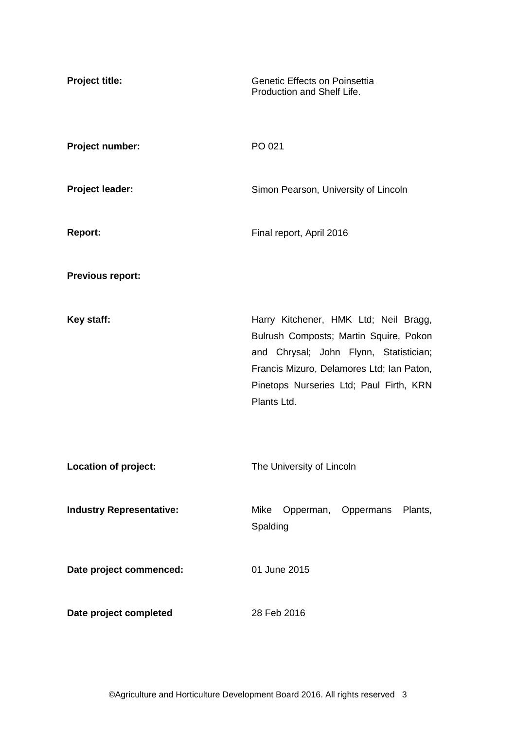**Project title:** Genetic Effects on Poinsettia Production and Shelf Life.

**Project number:** PO 021

**Project leader:** Simon Pearson, University of Lincoln

**Report:** Final report, April 2016

**Previous report:**

**Key staff:** Harry Kitchener, HMK Ltd; Neil Bragg, Bulrush Composts; Martin Squire, Pokon and Chrysal; John Flynn, Statistician; Francis Mizuro, Delamores Ltd; Ian Paton, Pinetops Nurseries Ltd; Paul Firth, KRN Plants Ltd.

**Location of project:** The University of Lincoln

**Industry Representative:** Mike Opperman, Oppermans Plants, Spalding

**Date project commenced:** 01 June 2015

**Date project completed** 28 Feb 2016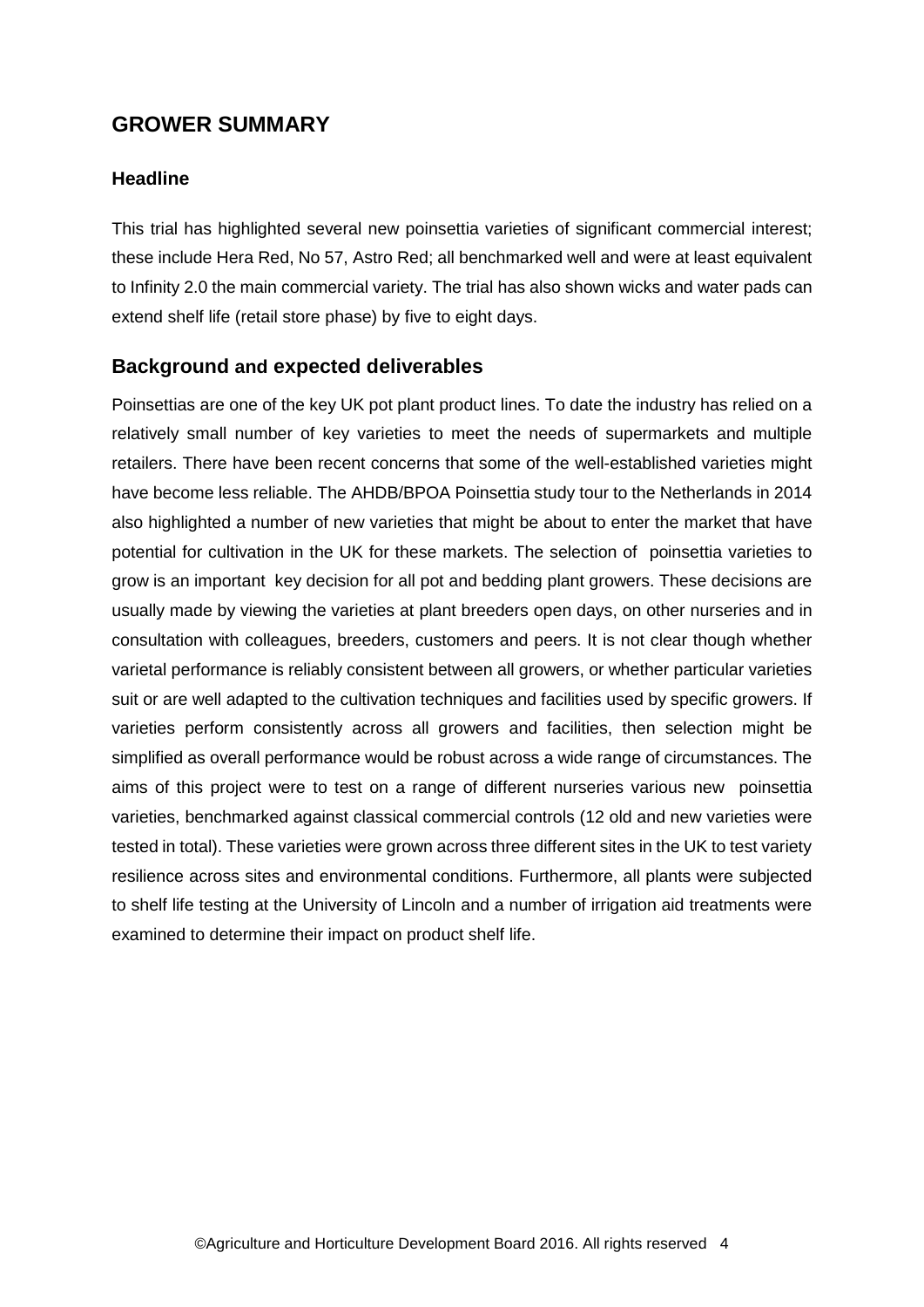## GROWER SUMMARY

### Headline

This trial has highlighted several new poinsettia varieties of significant commercial interest; these include Hera Red, No 57, Astro Red; all benchmarked well and were at least equivalent to Infinity 2.0 the main commercial variety. The trial has also shown wicks and water pads can extend shelf life (retail store phase) by five to eight days.

### Background and expected deliverables

Poinsettias are one of the key UK pot plant product lines. To date the industry has relied on a relatively small number of key varieties to meet the needs of supermarkets and multiple retailers. There have been recent concerns that some of the well-established varieties might have become less reliable. The AHDB/BPOA Poinsettia study tour to the Netherlands in 2014 also highlighted a number of new varieties that might be about to enter the market that have potential for cultivation in the UK for these markets. The selection of poinsettia varieties to grow is an important key decision for all pot and bedding plant growers. These decisions are usually made by viewing the varieties at plant breeders open days, on other nurseries and in consultation with colleagues, breeders, customers and peers. It is not clear though whether varietal performance is reliably consistent between all growers, or whether particular varieties suit or are well adapted to the cultivation techniques and facilities used by specific growers. If varieties perform consistently across all growers and facilities, then selection might be simplified as overall performance would be robust across a wide range of circumstances. The aims of this project were to test on a range of different nurseries various new poinsettia varieties, benchmarked against classical commercial controls (12 old and new varieties were tested in total). These varieties were grown across three different sites in the UK to test variety resilience across sites and environmental conditions. Furthermore, all plants were subjected to shelf life testing at the University of Lincoln and a number of irrigation aid treatments were examined to determine their impact on product shelf life.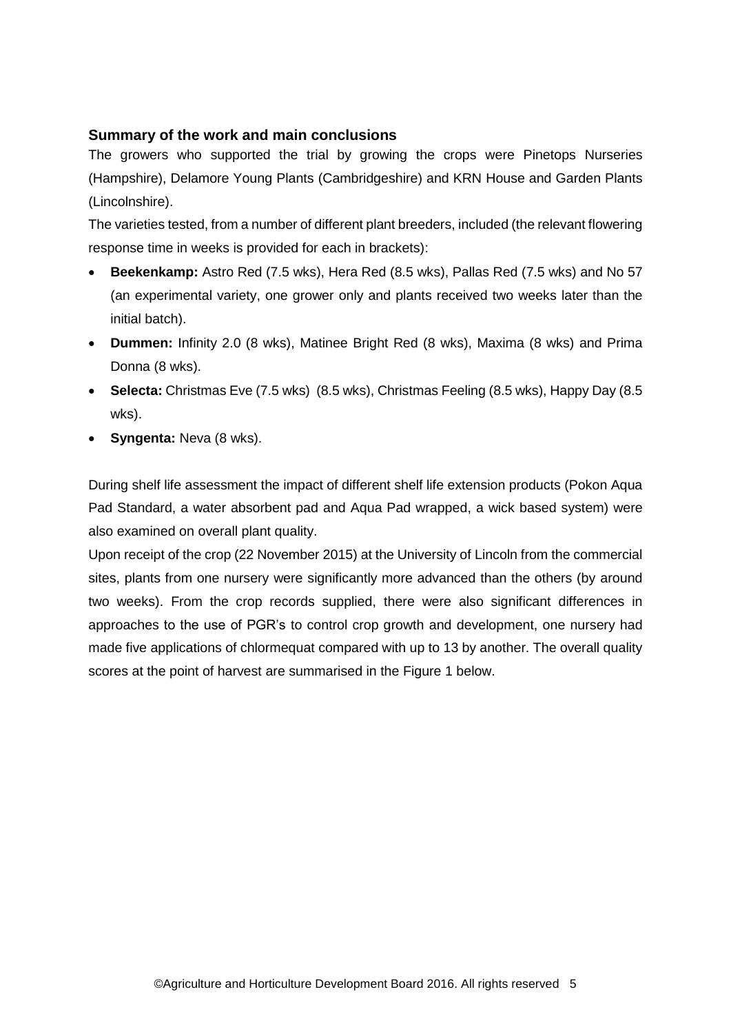## Summary of the work and main conclusions

The growers who supported the trial by growing the crops were Pinetops Nurseries (Hampshire), Delamore Young Plants (Cambridgeshire) and KRN House and Garden Plants (Lincolnshire).

The varieties tested, from a number of different plant breeders, included (the relevant flowering response time in weeks is provided for each in brackets):

- **Beekenkamp:** Astro Red (7.5 wks), Hera Red (8.5 wks), Pallas Red (7.5 wks) and No 57 (an experimental variety, one grower only and plants received two weeks later than the initial batch).
- **Dummen:** Infinity 2.0 (8 wks), Matinee Bright Red (8 wks), Maxima (8 wks) and Prima Donna (8 wks).
- **Selecta:** Christmas Eve (7.5 wks) (8.5 wks), Christmas Feeling (8.5 wks), Happy Day (8.5 wks).
- **Syngenta:** Neva (8 wks).

During shelf life assessment the impact of different shelf life extension products (Pokon Aqua Pad Standard, a water absorbent pad and Aqua Pad wrapped, a wick based system) were also examined on overall plant quality.

Upon receipt of the crop (22 November 2015) at the University of Lincoln from the commercial sites, plants from one nursery were significantly more advanced than the others (by around two weeks). From the crop records supplied, there were also significant differences in approaches to the use of PGR's to control crop growth and development, one nursery had made five applications of chlormequat compared with up to 13 by another. The overall quality scores at the point of harvest are summarised in the Figure 1 below.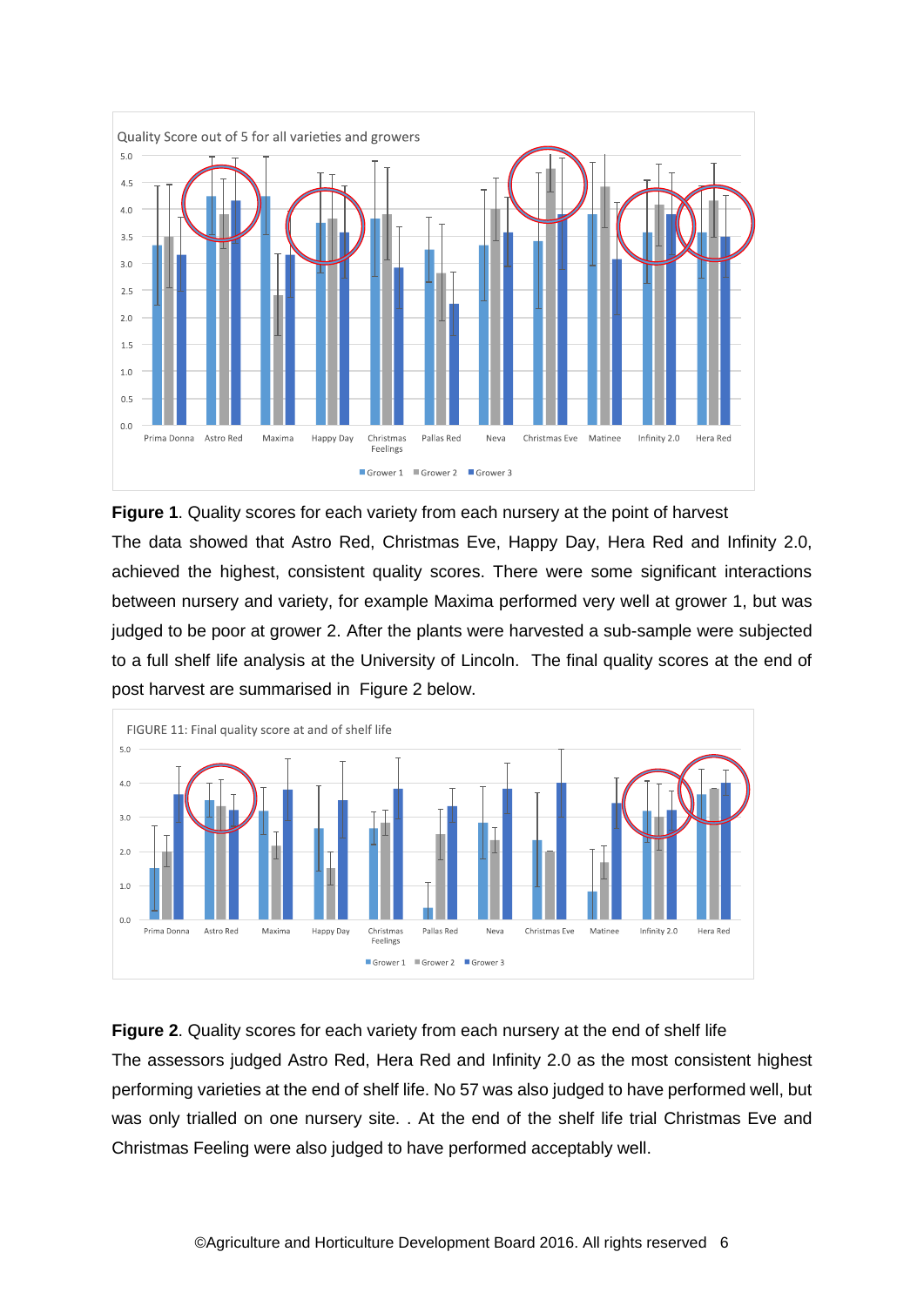**Figure 1**. Quality scores for each variety from each nursery at the point of harvest

The data showed that Astro Red, Christmas Eve, Happy Day, Hera Red and Infinity 2.0, achieved the highest, consistent quality scores. There were some significant interactions between nursery and variety, for example Maxima performed very well at grower 1, but was judged to be poor at grower 2. After the plants were harvested a sub-sample were subjected to a full shelf life analysis at the University of Lincoln. The final quality scores at the end of post harvest are summarised in Figure 2 below.

**Figure 2**. Quality scores for each variety from each nursery at the end of shelf life

The assessors judged Astro Red, Hera Red and Infinity 2.0 as the most consistent highest performing varieties at the end of shelf life. No 57 was also judged to have performed well, but was only trialled on one nursery site. . At the end of the shelf life trial Christmas Eve and Christmas Feeling were also judged to have performed acceptably well.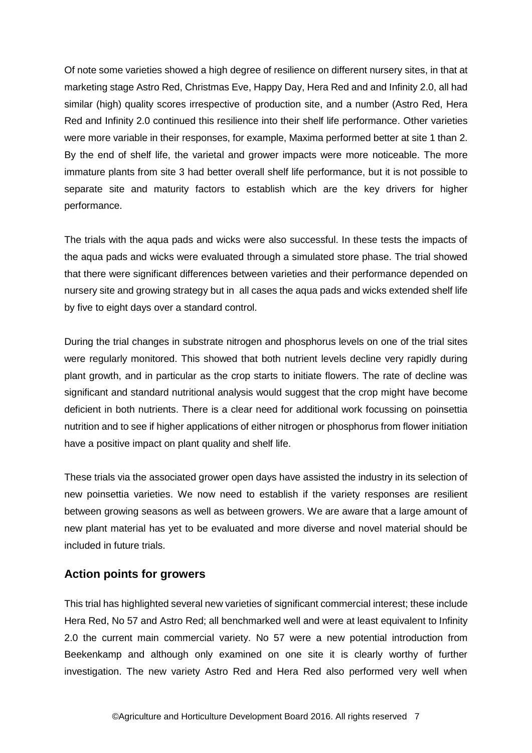Of note some varieties showed a high degree of resilience on different nursery sites, in that at marketing stage Astro Red, Christmas Eve, Happy Day, Hera Red and and Infinity 2.0, all had similar (high) quality scores irrespective of production site, and a number (Astro Red, Hera Red and Infinity 2.0 continued this resilience into their shelf life performance. Other varieties were more variable in their responses, for example, Maxima performed better at site 1 than 2. By the end of shelf life, the varietal and grower impacts were more noticeable. The more immature plants from site 3 had better overall shelf life performance, but it is not possible to separate site and maturity factors to establish which are the key drivers for higher performance.

The trials with the aqua pads and wicks were also successful. In these tests the impacts of the aqua pads and wicks were evaluated through a simulated store phase. The trial showed that there were significant differences between varieties and their performance depended on nursery site and growing strategy but in all cases the aqua pads and wicks extended shelf life by five to eight days over a standard control.

During the trial changes in substrate nitrogen and phosphorus levels on one of the trial sites were regularly monitored. This showed that both nutrient levels decline very rapidly during plant growth, and in particular as the crop starts to initiate flowers. The rate of decline was significant and standard nutritional analysis would suggest that the crop might have become deficient in both nutrients. There is a clear need for additional work focussing on poinsettia nutrition and to see if higher applications of either nitrogen or phosphorus from flower initiation have a positive impact on plant quality and shelf life.

These trials via the associated grower open days have assisted the industry in its selection of new poinsettia varieties. We now need to establish if the variety responses are resilient between growing seasons as well as between growers. We are aware that a large amount of new plant material has yet to be evaluated and more diverse and novel material should be included in future trials.

## Action points for growers

This trial has highlighted several new varieties of significant commercial interest; these include Hera Red, No 57 and Astro Red; all benchmarked well and were at least equivalent to Infinity 2.0 the current main commercial variety. No 57 were a new potential introduction from Beekenkamp and although only examined on one site it is clearly worthy of further investigation. The new variety Astro Red and Hera Red also performed very well when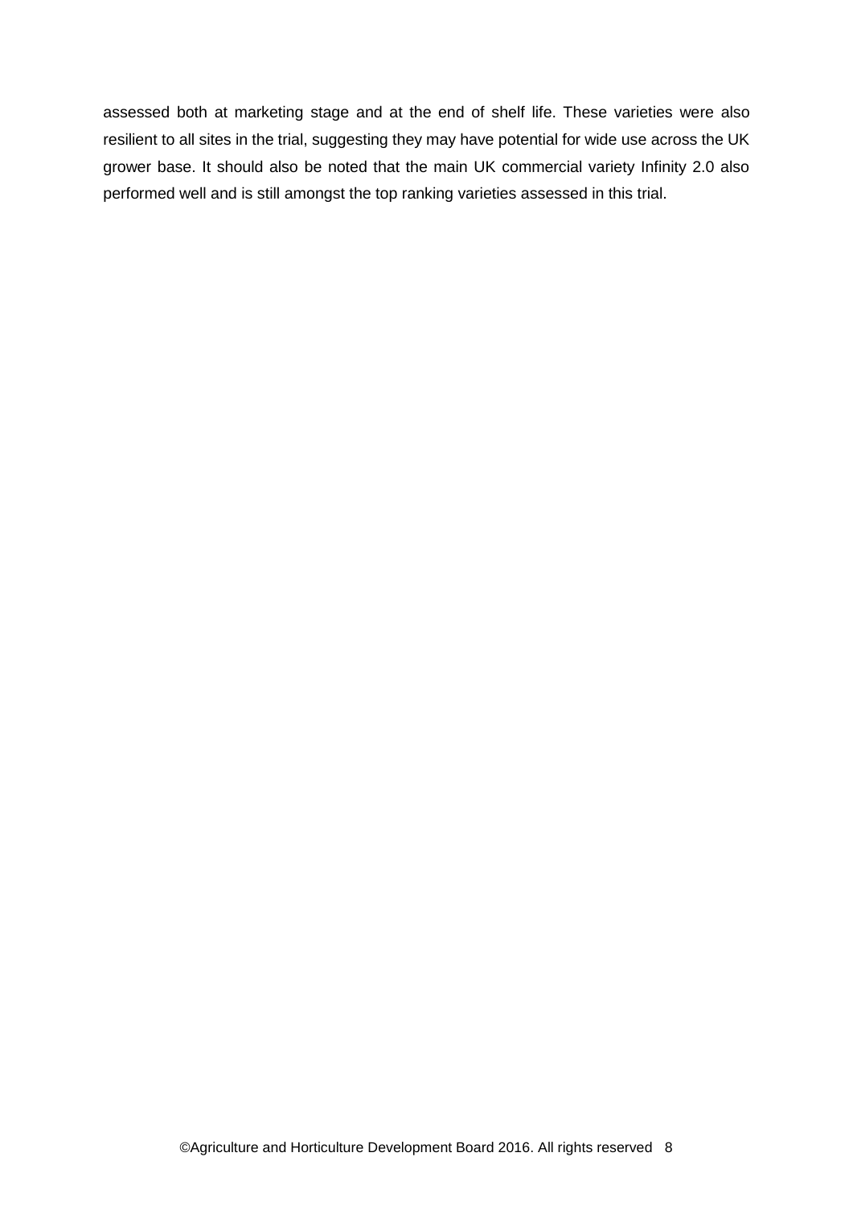assessed both at marketing stage and at the end of shelf life. These varieties were also resilient to all sites in the trial, suggesting they may have potential for wide use across the UK grower base. It should also be noted that the main UK commercial variety Infinity 2.0 also performed well and is still amongst the top ranking varieties assessed in this trial.